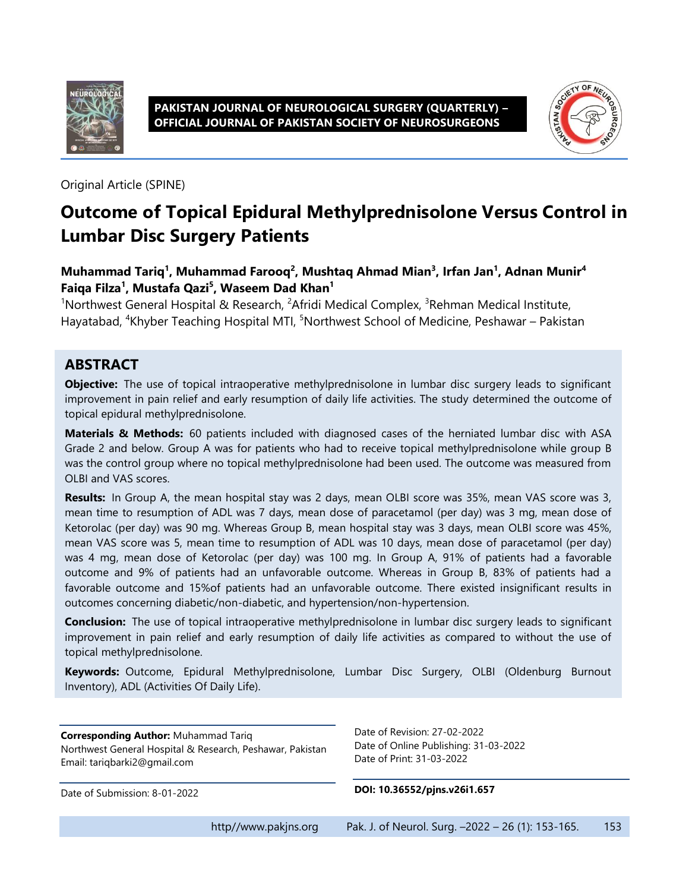PAKISTAN JOURNAL OF NEUROLOGICAL SURGERY (QUARTERLY) – OFFICIAL JOURNAL OF PAKISTAN SOCIETY OF NEUROSURGEONS

Original Article (SPINE)

# Outcome of Topical Epidural Methylprednisolone Versus Control in Lumbar Disc Surgery Patients

**Muhammad Tariq[1], Muhammad Farooq[2], Mushtaq Ahmad Mian[3], Irfan Jan[1], Adnan Munir[4] Faiqa Filza[1], Mustafa Qazi[5], Waseem Dad Khan[1]**

[1]Northwest General Hospital & Research, [2]Afridi Medical Complex, [3]Rehman Medical Institute, Hayatabad, [4]Khyber Teaching Hospital MTI, [5]Northwest School of Medicine, Peshawar – Pakistan

## ABSTRACT

**Objective:** The use of topical intraoperative methylprednisolone in lumbar disc surgery leads to significant improvement in pain relief and early resumption of daily life activities. The study determined the outcome of topical epidural methylprednisolone.

**Materials & Methods:** 60 patients included with diagnosed cases of the herniated lumbar disc with ASA Grade 2 and below. Group A was for patients who had to receive topical methylprednisolone while group B was the control group where no topical methylprednisolone had been used. The outcome was measured from OLBI and VAS scores.

**Results:** In Group A, the mean hospital stay was 2 days, mean OLBI score was 35%, mean VAS score was 3, mean time to resumption of ADL was 7 days, mean dose of paracetamol (per day) was 3 mg, mean dose of Ketorolac (per day) was 90 mg. Whereas Group B, mean hospital stay was 3 days, mean OLBI score was 45%, mean VAS score was 5, mean time to resumption of ADL was 10 days, mean dose of paracetamol (per day) was 4 mg, mean dose of Ketorolac (per day) was 100 mg. In Group A, 91% of patients had a favorable outcome and 9% of patients had an unfavorable outcome. Whereas in Group B, 83% of patients had a favorable outcome and 15%of patients had an unfavorable outcome. There existed insignificant results in outcomes concerning diabetic/non-diabetic, and hypertension/non-hypertension.

**Conclusion:** The use of topical intraoperative methylprednisolone in lumbar disc surgery leads to significant improvement in pain relief and early resumption of daily life activities as compared to without the use of topical methylprednisolone.

**Keywords:** Outcome, Epidural Methylprednisolone, Lumbar Disc Surgery, OLBI (Oldenburg Burnout Inventory), ADL (Activities Of Daily Life).

**Corresponding Author:** Muhammad Tariq
Northwest General Hospital & Research, Peshawar, Pakistan
Email: tariqbarki2@gmail.com

Date of Submission: 8-01-2022

Date of Revision: 27-02-2022
Date of Online Publishing: 31-03-2022
Date of Print: 31-03-2022

**DOI: 10.36552/pjns.v26i1.657**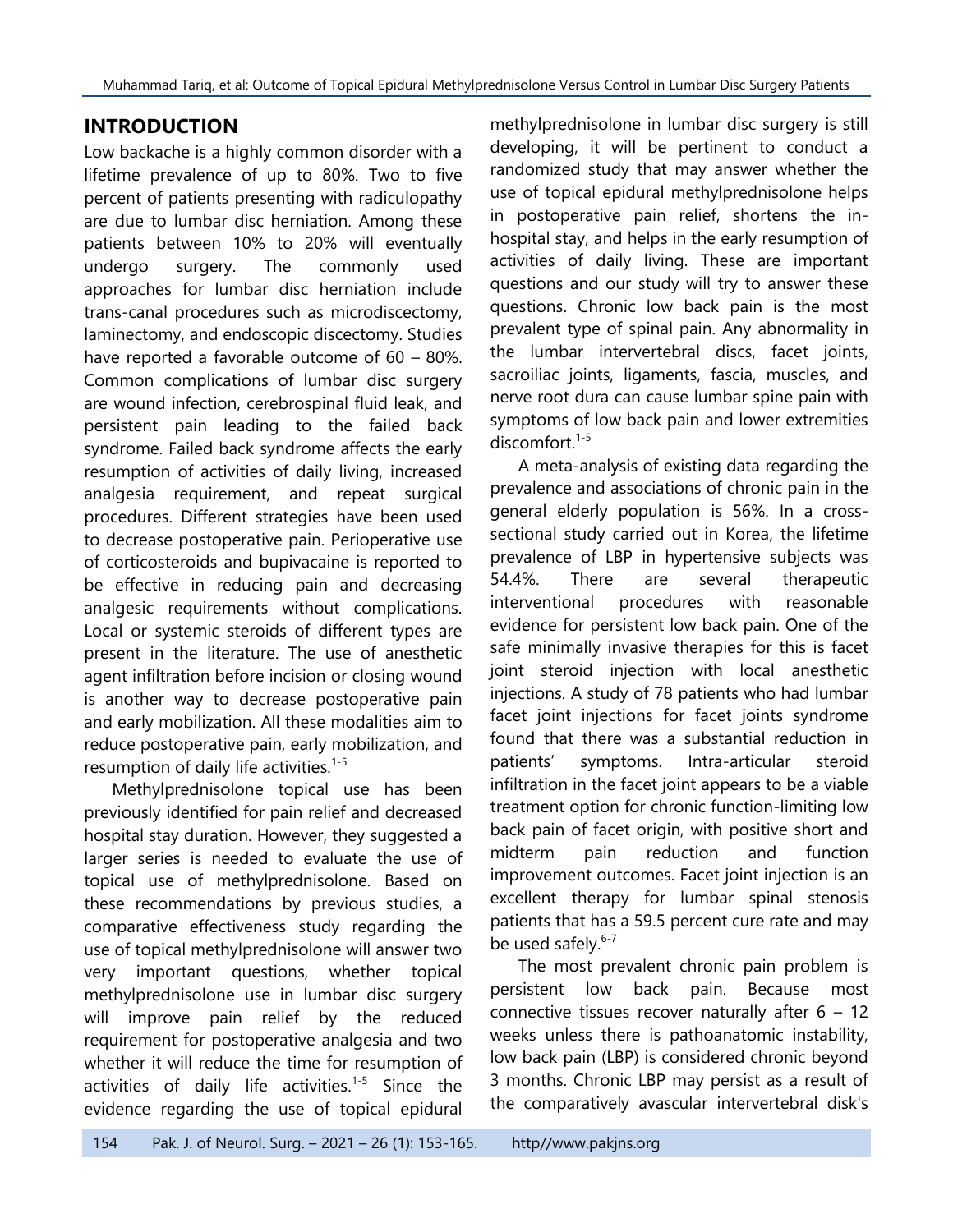## INTRODUCTION

Low backache is a highly common disorder with a lifetime prevalence of up to 80%. Two to five percent of patients presenting with radiculopathy are due to lumbar disc herniation. Among these patients between 10% to 20% will eventually undergo surgery. The commonly used approaches for lumbar disc herniation include trans-canal procedures such as microdiscectomy, laminectomy, and endoscopic discectomy. Studies have reported a favorable outcome of 60 – 80%. Common complications of lumbar disc surgery are wound infection, cerebrospinal fluid leak, and persistent pain leading to the failed back syndrome. Failed back syndrome affects the early resumption of activities of daily living, increased analgesia requirement, and repeat surgical procedures. Different strategies have been used to decrease postoperative pain. Perioperative use of corticosteroids and bupivacaine is reported to be effective in reducing pain and decreasing analgesic requirements without complications. Local or systemic steroids of different types are present in the literature. The use of anesthetic agent infiltration before incision or closing wound is another way to decrease postoperative pain and early mobilization. All these modalities aim to reduce postoperative pain, early mobilization, and resumption of daily life activities.[1-5]

Methylprednisolone topical use has been previously identified for pain relief and decreased hospital stay duration. However, they suggested a larger series is needed to evaluate the use of topical use of methylprednisolone. Based on these recommendations by previous studies, a comparative effectiveness study regarding the use of topical methylprednisolone will answer two very important questions, whether topical methylprednisolone use in lumbar disc surgery will improve pain relief by the reduced requirement for postoperative analgesia and two whether it will reduce the time for resumption of activities of daily life activities.[1-5] Since the evidence regarding the use of topical epidural methylprednisolone in lumbar disc surgery is still developing, it will be pertinent to conduct a randomized study that may answer whether the use of topical epidural methylprednisolone helps in postoperative pain relief, shortens the in-hospital stay, and helps in the early resumption of activities of daily living. These are important questions and our study will try to answer these questions. Chronic low back pain is the most prevalent type of spinal pain. Any abnormality in the lumbar intervertebral discs, facet joints, sacroiliac joints, ligaments, fascia, muscles, and nerve root dura can cause lumbar spine pain with symptoms of low back pain and lower extremities discomfort.[1-5]

A meta-analysis of existing data regarding the prevalence and associations of chronic pain in the general elderly population is 56%. In a cross-sectional study carried out in Korea, the lifetime prevalence of LBP in hypertensive subjects was 54.4%. There are several therapeutic interventional procedures with reasonable evidence for persistent low back pain. One of the safe minimally invasive therapies for this is facet joint steroid injection with local anesthetic injections. A study of 78 patients who had lumbar facet joint injections for facet joints syndrome found that there was a substantial reduction in patients' symptoms. Intra-articular steroid infiltration in the facet joint appears to be a viable treatment option for chronic function-limiting low back pain of facet origin, with positive short and midterm pain reduction and function improvement outcomes. Facet joint injection is an excellent therapy for lumbar spinal stenosis patients that has a 59.5 percent cure rate and may be used safely.[6-7]

The most prevalent chronic pain problem is persistent low back pain. Because most connective tissues recover naturally after 6 – 12 weeks unless there is pathoanatomic instability, low back pain (LBP) is considered chronic beyond 3 months. Chronic LBP may persist as a result of the comparatively avascular intervertebral disk's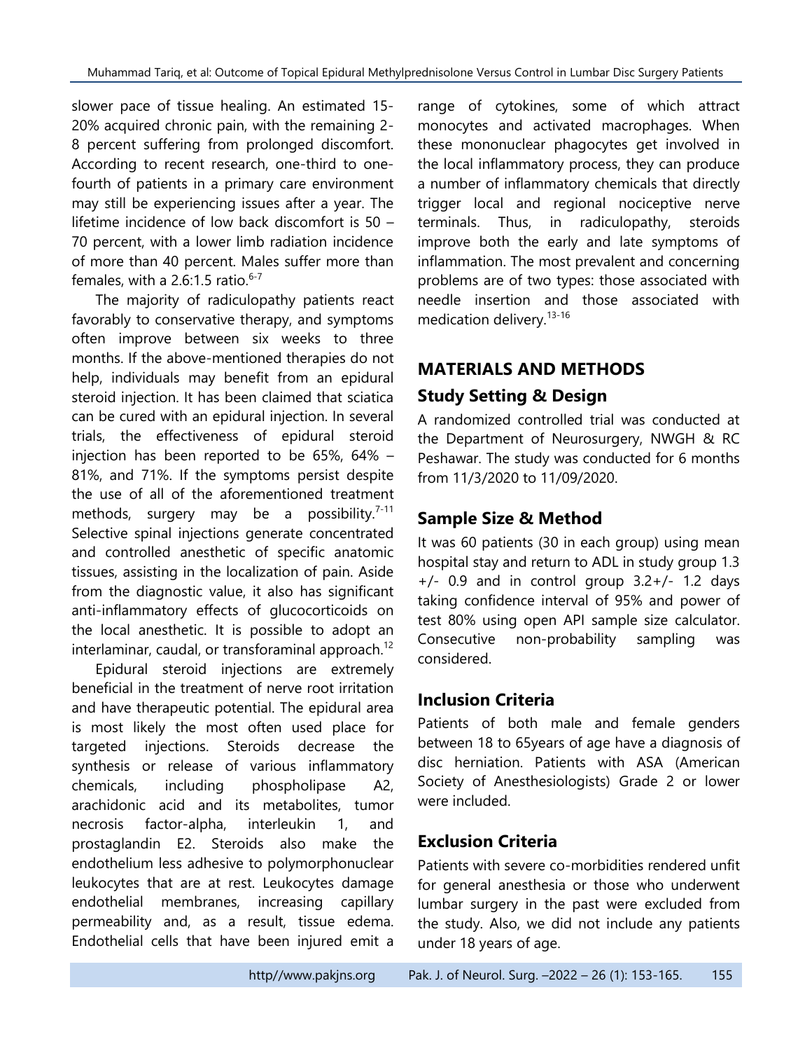slower pace of tissue healing. An estimated 15-20% acquired chronic pain, with the remaining 2-8 percent suffering from prolonged discomfort. According to recent research, one-third to one-fourth of patients in a primary care environment may still be experiencing issues after a year. The lifetime incidence of low back discomfort is 50 – 70 percent, with a lower limb radiation incidence of more than 40 percent. Males suffer more than females, with a 2.6:1.5 ratio.[6-7]

The majority of radiculopathy patients react favorably to conservative therapy, and symptoms often improve between six weeks to three months. If the above-mentioned therapies do not help, individuals may benefit from an epidural steroid injection. It has been claimed that sciatica can be cured with an epidural injection. In several trials, the effectiveness of epidural steroid injection has been reported to be 65%, 64% – 81%, and 71%. If the symptoms persist despite the use of all of the aforementioned treatment methods, surgery may be a possibility.[7-11] Selective spinal injections generate concentrated and controlled anesthetic of specific anatomic tissues, assisting in the localization of pain. Aside from the diagnostic value, it also has significant anti-inflammatory effects of glucocorticoids on the local anesthetic. It is possible to adopt an interlaminar, caudal, or transforaminal approach.[12]

Epidural steroid injections are extremely beneficial in the treatment of nerve root irritation and have therapeutic potential. The epidural area is most likely the most often used place for targeted injections. Steroids decrease the synthesis or release of various inflammatory chemicals, including phospholipase A2, arachidonic acid and its metabolites, tumor necrosis factor-alpha, interleukin 1, and prostaglandin E2. Steroids also make the endothelium less adhesive to polymorphonuclear leukocytes that are at rest. Leukocytes damage endothelial membranes, increasing capillary permeability and, as a result, tissue edema. Endothelial cells that have been injured emit a range of cytokines, some of which attract monocytes and activated macrophages. When these mononuclear phagocytes get involved in the local inflammatory process, they can produce a number of inflammatory chemicals that directly trigger local and regional nociceptive nerve terminals. Thus, in radiculopathy, steroids improve both the early and late symptoms of inflammation. The most prevalent and concerning problems are of two types: those associated with needle insertion and those associated with medication delivery.[13-16]

## MATERIALS AND METHODS

### Study Setting & Design

A randomized controlled trial was conducted at the Department of Neurosurgery, NWGH & RC Peshawar. The study was conducted for 6 months from 11/3/2020 to 11/09/2020.

### Sample Size & Method

It was 60 patients (30 in each group) using mean hospital stay and return to ADL in study group 1.3 +/- 0.9 and in control group 3.2+/- 1.2 days taking confidence interval of 95% and power of test 80% using open API sample size calculator. Consecutive non-probability sampling was considered.

### Inclusion Criteria

Patients of both male and female genders between 18 to 65years of age have a diagnosis of disc herniation. Patients with ASA (American Society of Anesthesiologists) Grade 2 or lower were included.

### Exclusion Criteria

Patients with severe co-morbidities rendered unfit for general anesthesia or those who underwent lumbar surgery in the past were excluded from the study. Also, we did not include any patients under 18 years of age.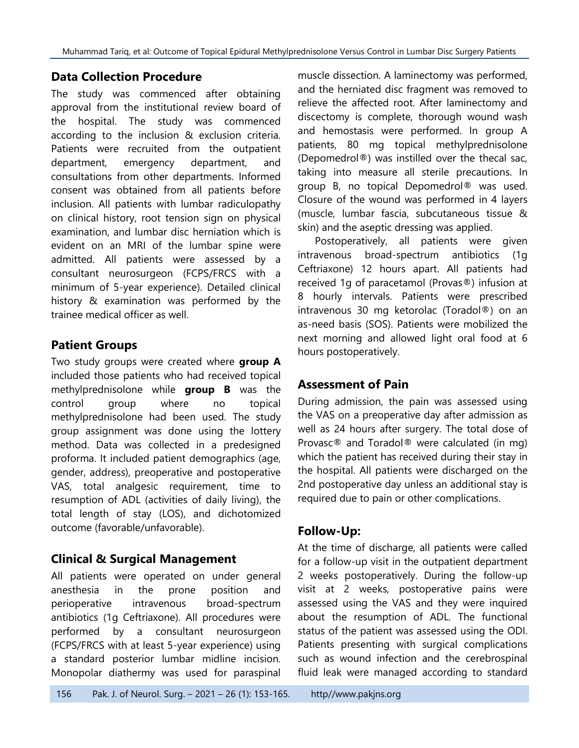## Data Collection Procedure

The study was commenced after obtaining approval from the institutional review board of the hospital. The study was commenced according to the inclusion & exclusion criteria. Patients were recruited from the outpatient department, emergency department, and consultations from other departments. Informed consent was obtained from all patients before inclusion. All patients with lumbar radiculopathy on clinical history, root tension sign on physical examination, and lumbar disc herniation which is evident on an MRI of the lumbar spine were admitted. All patients were assessed by a consultant neurosurgeon (FCPS/FRCS with a minimum of 5-year experience). Detailed clinical history & examination was performed by the trainee medical officer as well.

## Patient Groups

Two study groups were created where **group A** included those patients who had received topical methylprednisolone while **group B** was the control group where no topical methylprednisolone had been used. The study group assignment was done using the lottery method. Data was collected in a predesigned proforma. It included patient demographics (age, gender, address), preoperative and postoperative VAS, total analgesic requirement, time to resumption of ADL (activities of daily living), the total length of stay (LOS), and dichotomized outcome (favorable/unfavorable).

## Clinical & Surgical Management

All patients were operated on under general anesthesia in the prone position and perioperative intravenous broad-spectrum antibiotics (1g Ceftriaxone). All procedures were performed by a consultant neurosurgeon (FCPS/FRCS with at least 5-year experience) using a standard posterior lumbar midline incision. Monopolar diathermy was used for paraspinal muscle dissection. A laminectomy was performed, and the herniated disc fragment was removed to relieve the affected root. After laminectomy and discectomy is complete, thorough wound wash and hemostasis were performed. In group A patients, 80 mg topical methylprednisolone (Depomedrol®) was instilled over the thecal sac, taking into measure all sterile precautions. In group B, no topical Depomedrol® was used. Closure of the wound was performed in 4 layers (muscle, lumbar fascia, subcutaneous tissue & skin) and the aseptic dressing was applied.

Postoperatively, all patients were given intravenous broad-spectrum antibiotics (1g Ceftriaxone) 12 hours apart. All patients had received 1g of paracetamol (Provas®) infusion at 8 hourly intervals. Patients were prescribed intravenous 30 mg ketorolac (Toradol®) on an as-need basis (SOS). Patients were mobilized the next morning and allowed light oral food at 6 hours postoperatively.

## Assessment of Pain

During admission, the pain was assessed using the VAS on a preoperative day after admission as well as 24 hours after surgery. The total dose of Provasc® and Toradol® were calculated (in mg) which the patient has received during their stay in the hospital. All patients were discharged on the 2nd postoperative day unless an additional stay is required due to pain or other complications.

## Follow-Up:

At the time of discharge, all patients were called for a follow-up visit in the outpatient department 2 weeks postoperatively. During the follow-up visit at 2 weeks, postoperative pains were assessed using the VAS and they were inquired about the resumption of ADL. The functional status of the patient was assessed using the ODI. Patients presenting with surgical complications such as wound infection and the cerebrospinal fluid leak were managed according to standard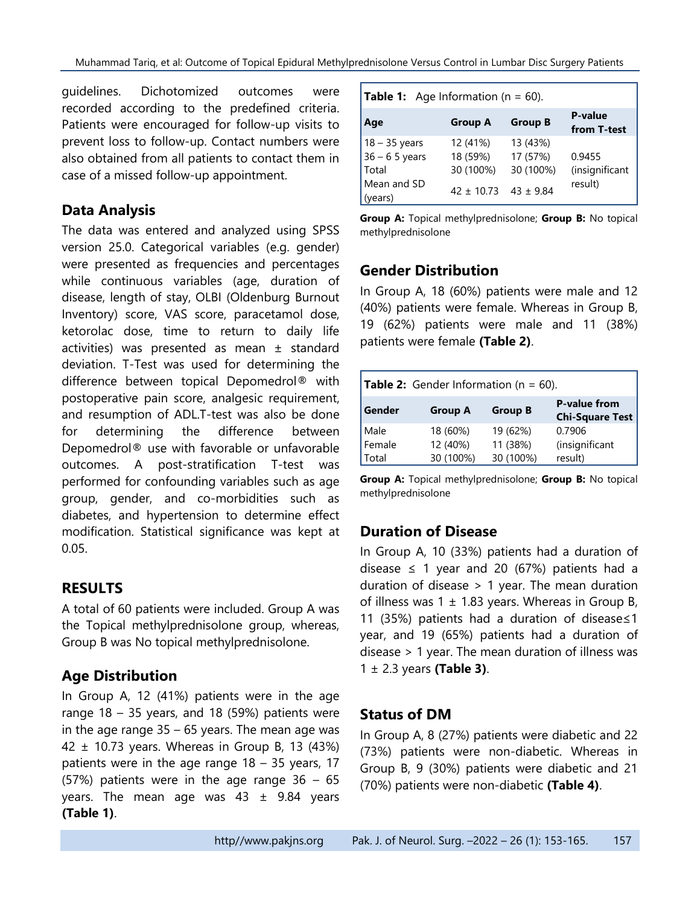guidelines. Dichotomized outcomes were recorded according to the predefined criteria. Patients were encouraged for follow-up visits to prevent loss to follow-up. Contact numbers were also obtained from all patients to contact them in case of a missed follow-up appointment.

## Data Analysis

The data was entered and analyzed using SPSS version 25.0. Categorical variables (e.g. gender) were presented as frequencies and percentages while continuous variables (age, duration of disease, length of stay, OLBI (Oldenburg Burnout Inventory) score, VAS score, paracetamol dose, ketorolac dose, time to return to daily life activities) was presented as mean ± standard deviation. T-Test was used for determining the difference between topical Depomedrol® with postoperative pain score, analgesic requirement, and resumption of ADL.T-test was also be done for determining the difference between Depomedrol® use with favorable or unfavorable outcomes. A post-stratification T-test was performed for confounding variables such as age group, gender, and co-morbidities such as diabetes, and hypertension to determine effect modification. Statistical significance was kept at 0.05.

## RESULTS

A total of 60 patients were included. Group A was the Topical methylprednisolone group, whereas, Group B was No topical methylprednisolone.

## Age Distribution

In Group A, 12 (41%) patients were in the age range 18 – 35 years, and 18 (59%) patients were in the age range 35 – 65 years. The mean age was 42 ± 10.73 years. Whereas in Group B, 13 (43%) patients were in the age range 18 – 35 years, 17 (57%) patients were in the age range 36 – 65 years. The mean age was 43 ± 9.84 years **(Table 1)**.

**Table 1:** Age Information (n = 60).

| Age | Group A | Group B | P-value from T-test |
|---|---|---|---|
| 18 – 35 years | 12 (41%) | 13 (43%) | 0.9455 (insignificant result) |
| 36 – 6 5 years | 18 (59%) | 17 (57%) | |
| Total | 30 (100%) | 30 (100%) | |
| Mean and SD (years) | 42 ± 10.73 | 43 ± 9.84 | |

**Group A:** Topical methylprednisolone; **Group B:** No topical methylprednisolone

## Gender Distribution

In Group A, 18 (60%) patients were male and 12 (40%) patients were female. Whereas in Group B, 19 (62%) patients were male and 11 (38%) patients were female **(Table 2)**.

**Table 2:** Gender Information (n = 60).

| Gender | Group A | Group B | P-value from Chi-Square Test |
|---|---|---|---|
| Male | 18 (60%) | 19 (62%) | 0.7906 (insignificant result) |
| Female | 12 (40%) | 11 (38%) | |
| Total | 30 (100%) | 30 (100%) | |

**Group A:** Topical methylprednisolone; **Group B:** No topical methylprednisolone

## Duration of Disease

In Group A, 10 (33%) patients had a duration of disease ≤ 1 year and 20 (67%) patients had a duration of disease > 1 year. The mean duration of illness was 1 ± 1.83 years. Whereas in Group B, 11 (35%) patients had a duration of disease≤1 year, and 19 (65%) patients had a duration of disease > 1 year. The mean duration of illness was 1 ± 2.3 years **(Table 3)**.

## Status of DM

In Group A, 8 (27%) patients were diabetic and 22 (73%) patients were non-diabetic. Whereas in Group B, 9 (30%) patients were diabetic and 21 (70%) patients were non-diabetic **(Table 4)**.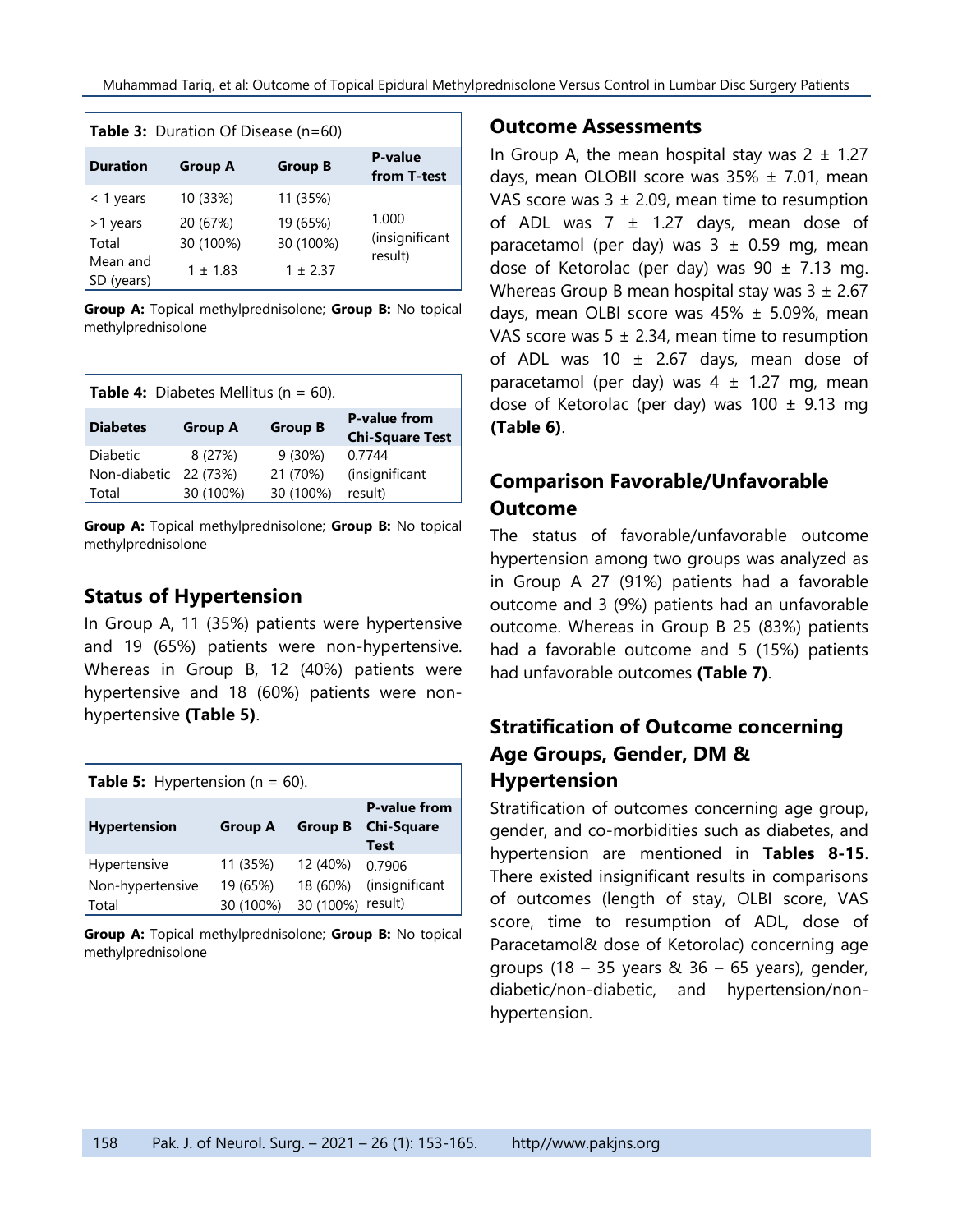**Table 3:** Duration Of Disease (n=60)

| Duration | Group A | Group B | P-value from T-test |
|---|---|---|---|
| < 1 years | 10 (33%) | 11 (35%) | |
| >1 years | 20 (67%) | 19 (65%) | 1.000 (insignificant result) |
| Total | 30 (100%) | 30 (100%) | |
| Mean and SD (years) | 1 ± 1.83 | 1 ± 2.37 | |

**Group A:** Topical methylprednisolone; **Group B:** No topical methylprednisolone

**Table 4:** Diabetes Mellitus (n = 60).

| Diabetes | Group A | Group B | P-value from Chi-Square Test |
|---|---|---|---|
| Diabetic | 8 (27%) | 9 (30%) | 0.7744 |
| Non-diabetic | 22 (73%) | 21 (70%) | (insignificant |
| Total | 30 (100%) | 30 (100%) | result) |

**Group A:** Topical methylprednisolone; **Group B:** No topical methylprednisolone

## Status of Hypertension

In Group A, 11 (35%) patients were hypertensive and 19 (65%) patients were non-hypertensive. Whereas in Group B, 12 (40%) patients were hypertensive and 18 (60%) patients were non-hypertensive **(Table 5)**.

**Table 5:** Hypertension (n = 60).

| Hypertension | Group A | Group B | P-value from Chi-Square Test |
|---|---|---|---|
| Hypertensive | 11 (35%) | 12 (40%) | 0.7906 |
| Non-hypertensive | 19 (65%) | 18 (60%) | (insignificant |
| Total | 30 (100%) | 30 (100%) | result) |

**Group A:** Topical methylprednisolone; **Group B:** No topical methylprednisolone

## Outcome Assessments

In Group A, the mean hospital stay was 2 ± 1.27 days, mean OLOBII score was 35% ± 7.01, mean VAS score was 3 ± 2.09, mean time to resumption of ADL was 7 ± 1.27 days, mean dose of paracetamol (per day) was 3 ± 0.59 mg, mean dose of Ketorolac (per day) was 90 ± 7.13 mg. Whereas Group B mean hospital stay was 3 ± 2.67 days, mean OLBI score was 45% ± 5.09%, mean VAS score was 5 ± 2.34, mean time to resumption of ADL was 10 ± 2.67 days, mean dose of paracetamol (per day) was 4 ± 1.27 mg, mean dose of Ketorolac (per day) was 100 ± 9.13 mg **(Table 6)**.

## Comparison Favorable/Unfavorable Outcome

The status of favorable/unfavorable outcome hypertension among two groups was analyzed as in Group A 27 (91%) patients had a favorable outcome and 3 (9%) patients had an unfavorable outcome. Whereas in Group B 25 (83%) patients had a favorable outcome and 5 (15%) patients had unfavorable outcomes **(Table 7)**.

## Stratification of Outcome concerning Age Groups, Gender, DM & Hypertension

Stratification of outcomes concerning age group, gender, and co-morbidities such as diabetes, and hypertension are mentioned in **Tables 8-15**. There existed insignificant results in comparisons of outcomes (length of stay, OLBI score, VAS score, time to resumption of ADL, dose of Paracetamol& dose of Ketorolac) concerning age groups (18 – 35 years & 36 – 65 years), gender, diabetic/non-diabetic, and hypertension/non-hypertension.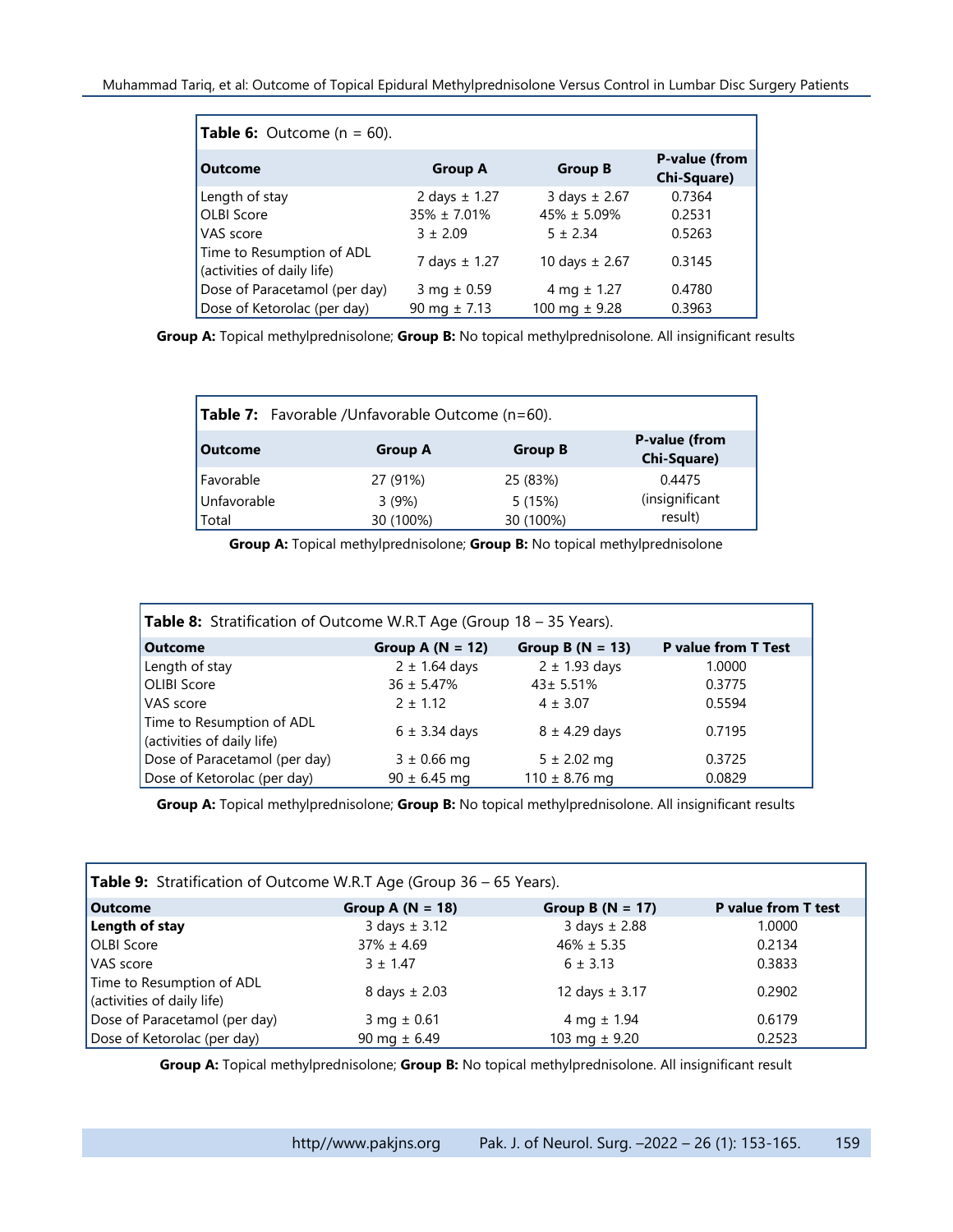**Table 6:** Outcome (n = 60).

| Outcome | Group A | Group B | P-value (from Chi-Square) |
|---|---|---|---|
| Length of stay | 2 days ± 1.27 | 3 days ± 2.67 | 0.7364 |
| OLBI Score | 35% ± 7.01% | 45% ± 5.09% | 0.2531 |
| VAS score | 3 ± 2.09 | 5 ± 2.34 | 0.5263 |
| Time to Resumption of ADL (activities of daily life) | 7 days ± 1.27 | 10 days ± 2.67 | 0.3145 |
| Dose of Paracetamol (per day) | 3 mg ± 0.59 | 4 mg ± 1.27 | 0.4780 |
| Dose of Ketorolac (per day) | 90 mg ± 7.13 | 100 mg ± 9.28 | 0.3963 |

**Group A:** Topical methylprednisolone; **Group B:** No topical methylprednisolone. All insignificant results

**Table 7:** Favorable /Unfavorable Outcome (n=60).

| Outcome | Group A | Group B | P-value (from Chi-Square) |
|---|---|---|---|
| Favorable | 27 (91%) | 25 (83%) | 0.4475 |
| Unfavorable | 3 (9%) | 5 (15%) | (insignificant result) |
| Total | 30 (100%) | 30 (100%) | |

**Group A:** Topical methylprednisolone; **Group B:** No topical methylprednisolone

**Table 8:** Stratification of Outcome W.R.T Age (Group 18 – 35 Years).

| Outcome | Group A (N = 12) | Group B (N = 13) | P value from T Test |
|---|---|---|---|
| Length of stay | 2 ± 1.64 days | 2 ± 1.93 days | 1.0000 |
| OLIBI Score | 36 ± 5.47% | 43± 5.51% | 0.3775 |
| VAS score | 2 ± 1.12 | 4 ± 3.07 | 0.5594 |
| Time to Resumption of ADL (activities of daily life) | 6 ± 3.34 days | 8 ± 4.29 days | 0.7195 |
| Dose of Paracetamol (per day) | 3 ± 0.66 mg | 5 ± 2.02 mg | 0.3725 |
| Dose of Ketorolac (per day) | 90 ± 6.45 mg | 110 ± 8.76 mg | 0.0829 |

**Group A:** Topical methylprednisolone; **Group B:** No topical methylprednisolone. All insignificant results

**Table 9:** Stratification of Outcome W.R.T Age (Group 36 – 65 Years).

| Outcome | Group A (N = 18) | Group B (N = 17) | P value from T test |
|---|---|---|---|
| **Length of stay** | 3 days ± 3.12 | 3 days ± 2.88 | 1.0000 |
| OLBI Score | 37% ± 4.69 | 46% ± 5.35 | 0.2134 |
| VAS score | 3 ± 1.47 | 6 ± 3.13 | 0.3833 |
| Time to Resumption of ADL (activities of daily life) | 8 days ± 2.03 | 12 days ± 3.17 | 0.2902 |
| Dose of Paracetamol (per day) | 3 mg ± 0.61 | 4 mg ± 1.94 | 0.6179 |
| Dose of Ketorolac (per day) | 90 mg ± 6.49 | 103 mg ± 9.20 | 0.2523 |

**Group A:** Topical methylprednisolone; **Group B:** No topical methylprednisolone. All insignificant result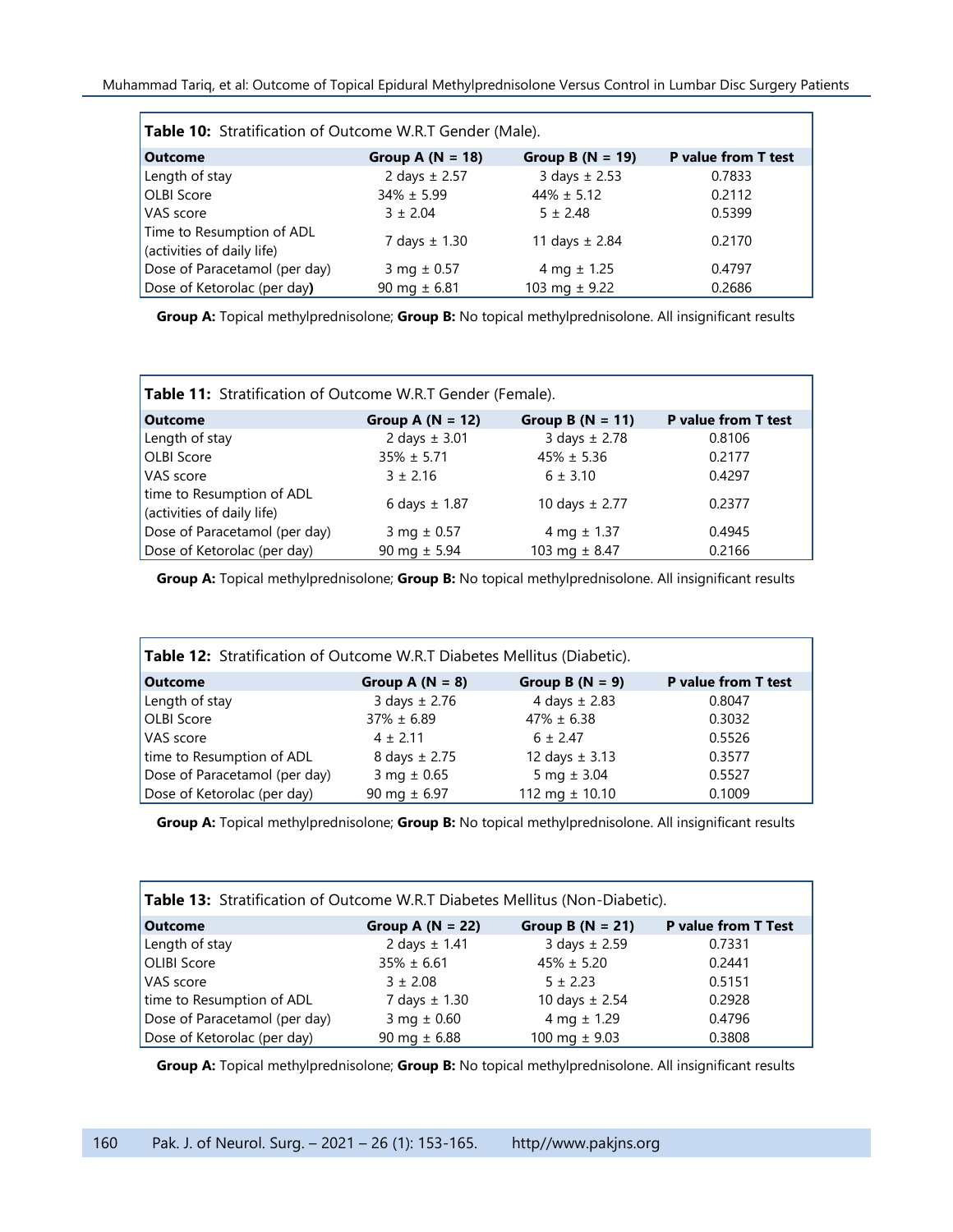**Table 10:** Stratification of Outcome W.R.T Gender (Male).

| Outcome | Group A (N = 18) | Group B (N = 19) | P value from T test |
|---|---|---|---|
| Length of stay | 2 days ± 2.57 | 3 days ± 2.53 | 0.7833 |
| OLBI Score | 34% ± 5.99 | 44% ± 5.12 | 0.2112 |
| VAS score | 3 ± 2.04 | 5 ± 2.48 | 0.5399 |
| Time to Resumption of ADL (activities of daily life) | 7 days ± 1.30 | 11 days ± 2.84 | 0.2170 |
| Dose of Paracetamol (per day) | 3 mg ± 0.57 | 4 mg ± 1.25 | 0.4797 |
| Dose of Ketorolac (per day) | 90 mg ± 6.81 | 103 mg ± 9.22 | 0.2686 |

**Group A:** Topical methylprednisolone; **Group B:** No topical methylprednisolone. All insignificant results

**Table 11:** Stratification of Outcome W.R.T Gender (Female).

| Outcome | Group A (N = 12) | Group B (N = 11) | P value from T test |
|---|---|---|---|
| Length of stay | 2 days ± 3.01 | 3 days ± 2.78 | 0.8106 |
| OLBI Score | 35% ± 5.71 | 45% ± 5.36 | 0.2177 |
| VAS score | 3 ± 2.16 | 6 ± 3.10 | 0.4297 |
| time to Resumption of ADL (activities of daily life) | 6 days ± 1.87 | 10 days ± 2.77 | 0.2377 |
| Dose of Paracetamol (per day) | 3 mg ± 0.57 | 4 mg ± 1.37 | 0.4945 |
| Dose of Ketorolac (per day) | 90 mg ± 5.94 | 103 mg ± 8.47 | 0.2166 |

**Group A:** Topical methylprednisolone; **Group B:** No topical methylprednisolone. All insignificant results

**Table 12:** Stratification of Outcome W.R.T Diabetes Mellitus (Diabetic).

| Outcome | Group A (N = 8) | Group B (N = 9) | P value from T test |
|---|---|---|---|
| Length of stay | 3 days ± 2.76 | 4 days ± 2.83 | 0.8047 |
| OLBI Score | 37% ± 6.89 | 47% ± 6.38 | 0.3032 |
| VAS score | 4 ± 2.11 | 6 ± 2.47 | 0.5526 |
| time to Resumption of ADL | 8 days ± 2.75 | 12 days ± 3.13 | 0.3577 |
| Dose of Paracetamol (per day) | 3 mg ± 0.65 | 5 mg ± 3.04 | 0.5527 |
| Dose of Ketorolac (per day) | 90 mg ± 6.97 | 112 mg ± 10.10 | 0.1009 |

**Group A:** Topical methylprednisolone; **Group B:** No topical methylprednisolone. All insignificant results

**Table 13:** Stratification of Outcome W.R.T Diabetes Mellitus (Non-Diabetic).

| Outcome | Group A (N = 22) | Group B (N = 21) | P value from T Test |
|---|---|---|---|
| Length of stay | 2 days ± 1.41 | 3 days ± 2.59 | 0.7331 |
| OLIBI Score | 35% ± 6.61 | 45% ± 5.20 | 0.2441 |
| VAS score | 3 ± 2.08 | 5 ± 2.23 | 0.5151 |
| time to Resumption of ADL | 7 days ± 1.30 | 10 days ± 2.54 | 0.2928 |
| Dose of Paracetamol (per day) | 3 mg ± 0.60 | 4 mg ± 1.29 | 0.4796 |
| Dose of Ketorolac (per day) | 90 mg ± 6.88 | 100 mg ± 9.03 | 0.3808 |

**Group A:** Topical methylprednisolone; **Group B:** No topical methylprednisolone. All insignificant results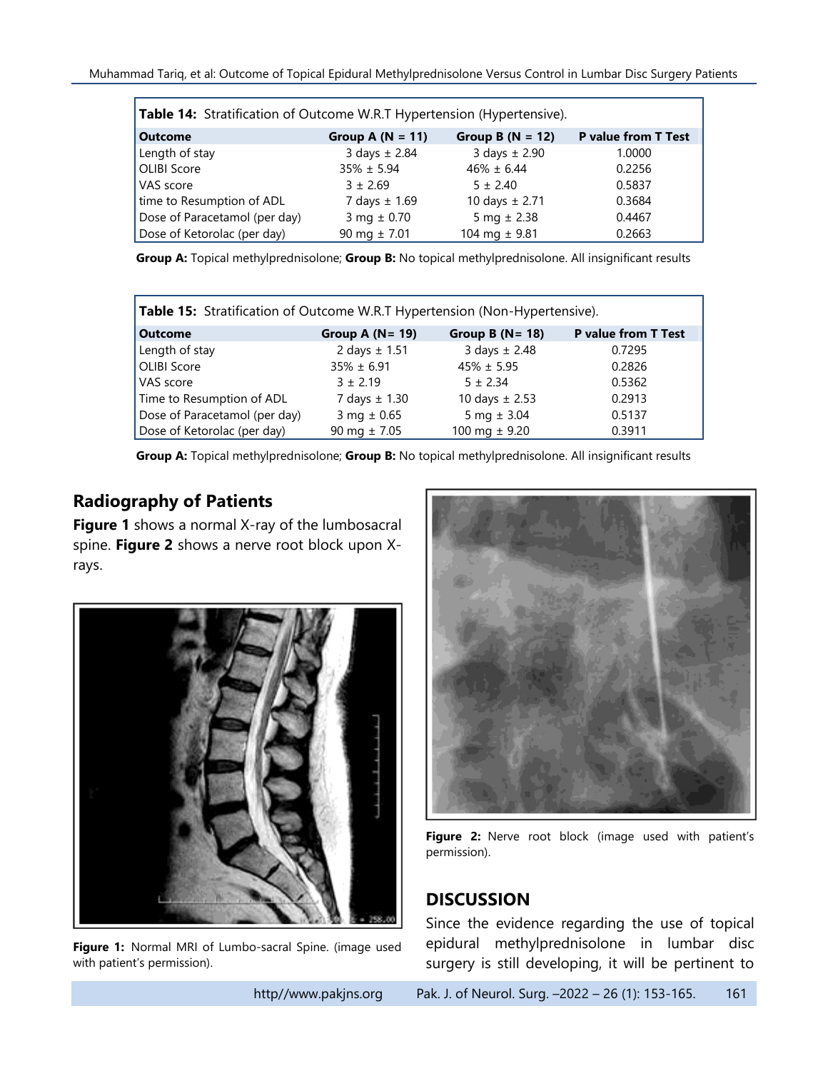| **Table 14:** Stratification of Outcome W.R.T Hypertension (Hypertensive). | | | |
|---|---|---|---|
| **Outcome** | **Group A (N = 11)** | **Group B (N = 12)** | **P value from T Test** |
| Length of stay | 3 days ± 2.84 | 3 days ± 2.90 | 1.0000 |
| OLIBI Score | 35% ± 5.94 | 46% ± 6.44 | 0.2256 |
| VAS score | 3 ± 2.69 | 5 ± 2.40 | 0.5837 |
| time to Resumption of ADL | 7 days ± 1.69 | 10 days ± 2.71 | 0.3684 |
| Dose of Paracetamol (per day) | 3 mg ± 0.70 | 5 mg ± 2.38 | 0.4467 |
| Dose of Ketorolac (per day) | 90 mg ± 7.01 | 104 mg ± 9.81 | 0.2663 |

**Group A:** Topical methylprednisolone; **Group B:** No topical methylprednisolone. All insignificant results

| **Table 15:** Stratification of Outcome W.R.T Hypertension (Non-Hypertensive). | | | |
|---|---|---|---|
| **Outcome** | **Group A (N= 19)** | **Group B (N= 18)** | **P value from T Test** |
| Length of stay | 2 days ± 1.51 | 3 days ± 2.48 | 0.7295 |
| OLIBI Score | 35% ± 6.91 | 45% ± 5.95 | 0.2826 |
| VAS score | 3 ± 2.19 | 5 ± 2.34 | 0.5362 |
| Time to Resumption of ADL | 7 days ± 1.30 | 10 days ± 2.53 | 0.2913 |
| Dose of Paracetamol (per day) | 3 mg ± 0.65 | 5 mg ± 3.04 | 0.5137 |
| Dose of Ketorolac (per day) | 90 mg ± 7.05 | 100 mg ± 9.20 | 0.3911 |

**Group A:** Topical methylprednisolone; **Group B:** No topical methylprednisolone. All insignificant results

## Radiography of Patients

**Figure 1** shows a normal X-ray of the lumbosacral spine. **Figure 2** shows a nerve root block upon X-rays.

**Figure 1:** Normal MRI of Lumbo-sacral Spine. (image used with patient's permission).

**Figure 2:** Nerve root block (image used with patient's permission).

## DISCUSSION

Since the evidence regarding the use of topical epidural methylprednisolone in lumbar disc surgery is still developing, it will be pertinent to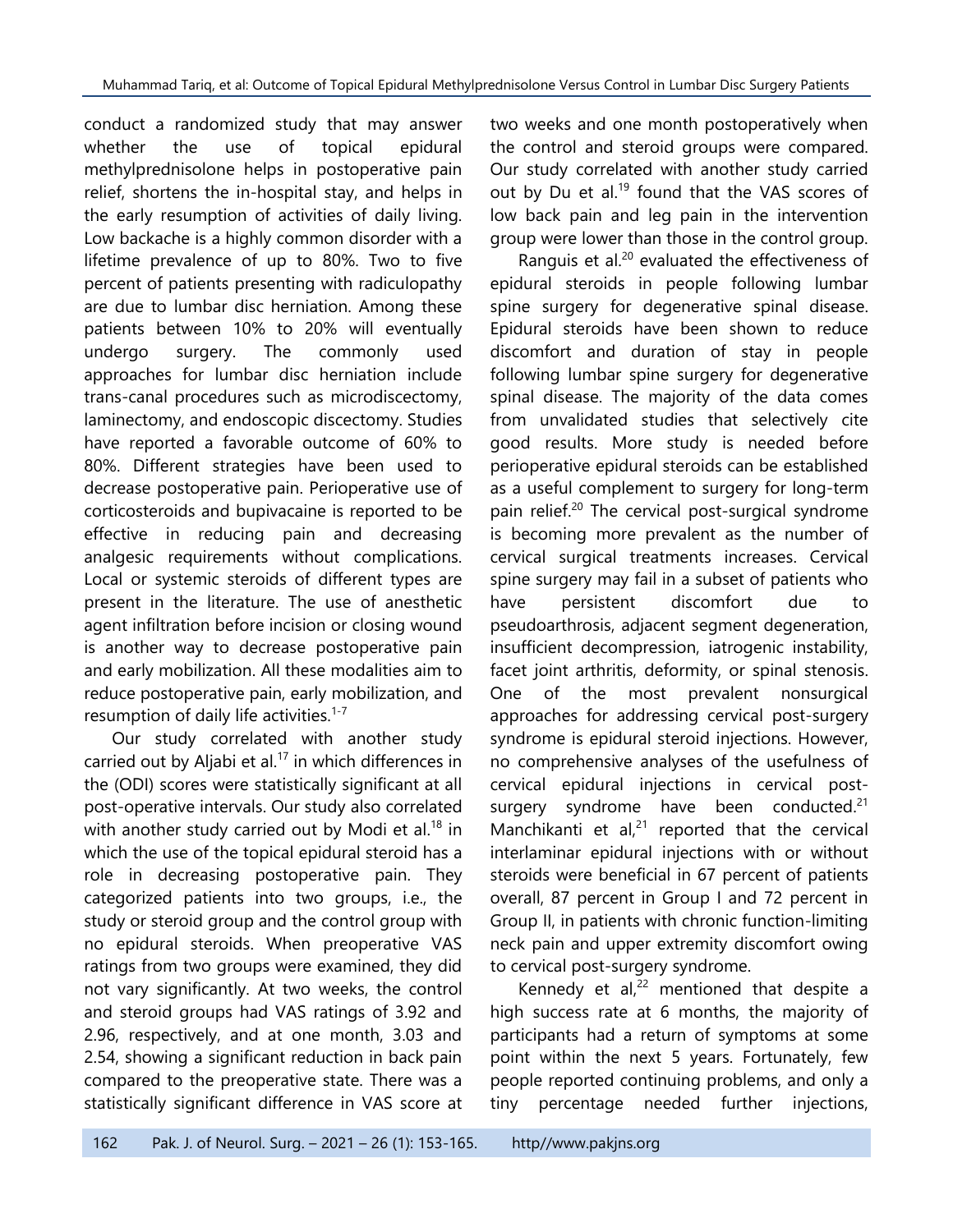conduct a randomized study that may answer whether the use of topical epidural methylprednisolone helps in postoperative pain relief, shortens the in-hospital stay, and helps in the early resumption of activities of daily living. Low backache is a highly common disorder with a lifetime prevalence of up to 80%. Two to five percent of patients presenting with radiculopathy are due to lumbar disc herniation. Among these patients between 10% to 20% will eventually undergo surgery. The commonly used approaches for lumbar disc herniation include trans-canal procedures such as microdiscectomy, laminectomy, and endoscopic discectomy. Studies have reported a favorable outcome of 60% to 80%. Different strategies have been used to decrease postoperative pain. Perioperative use of corticosteroids and bupivacaine is reported to be effective in reducing pain and decreasing analgesic requirements without complications. Local or systemic steroids of different types are present in the literature. The use of anesthetic agent infiltration before incision or closing wound is another way to decrease postoperative pain and early mobilization. All these modalities aim to reduce postoperative pain, early mobilization, and resumption of daily life activities.[1-7]

Our study correlated with another study carried out by Aljabi et al.[17] in which differences in the (ODI) scores were statistically significant at all post-operative intervals. Our study also correlated with another study carried out by Modi et al.[18] in which the use of the topical epidural steroid has a role in decreasing postoperative pain. They categorized patients into two groups, i.e., the study or steroid group and the control group with no epidural steroids. When preoperative VAS ratings from two groups were examined, they did not vary significantly. At two weeks, the control and steroid groups had VAS ratings of 3.92 and 2.96, respectively, and at one month, 3.03 and 2.54, showing a significant reduction in back pain compared to the preoperative state. There was a statistically significant difference in VAS score at two weeks and one month postoperatively when the control and steroid groups were compared. Our study correlated with another study carried out by Du et al.[19] found that the VAS scores of low back pain and leg pain in the intervention group were lower than those in the control group.

Ranguis et al.[20] evaluated the effectiveness of epidural steroids in people following lumbar spine surgery for degenerative spinal disease. Epidural steroids have been shown to reduce discomfort and duration of stay in people following lumbar spine surgery for degenerative spinal disease. The majority of the data comes from unvalidated studies that selectively cite good results. More study is needed before perioperative epidural steroids can be established as a useful complement to surgery for long-term pain relief.[20] The cervical post-surgical syndrome is becoming more prevalent as the number of cervical surgical treatments increases. Cervical spine surgery may fail in a subset of patients who have persistent discomfort due to pseudoarthrosis, adjacent segment degeneration, insufficient decompression, iatrogenic instability, facet joint arthritis, deformity, or spinal stenosis. One of the most prevalent nonsurgical approaches for addressing cervical post-surgery syndrome is epidural steroid injections. However, no comprehensive analyses of the usefulness of cervical epidural injections in cervical post-surgery syndrome have been conducted.[21] Manchikanti et al,[21] reported that the cervical interlaminar epidural injections with or without steroids were beneficial in 67 percent of patients overall, 87 percent in Group I and 72 percent in Group II, in patients with chronic function-limiting neck pain and upper extremity discomfort owing to cervical post-surgery syndrome.

Kennedy et al,[22] mentioned that despite a high success rate at 6 months, the majority of participants had a return of symptoms at some point within the next 5 years. Fortunately, few people reported continuing problems, and only a tiny percentage needed further injections,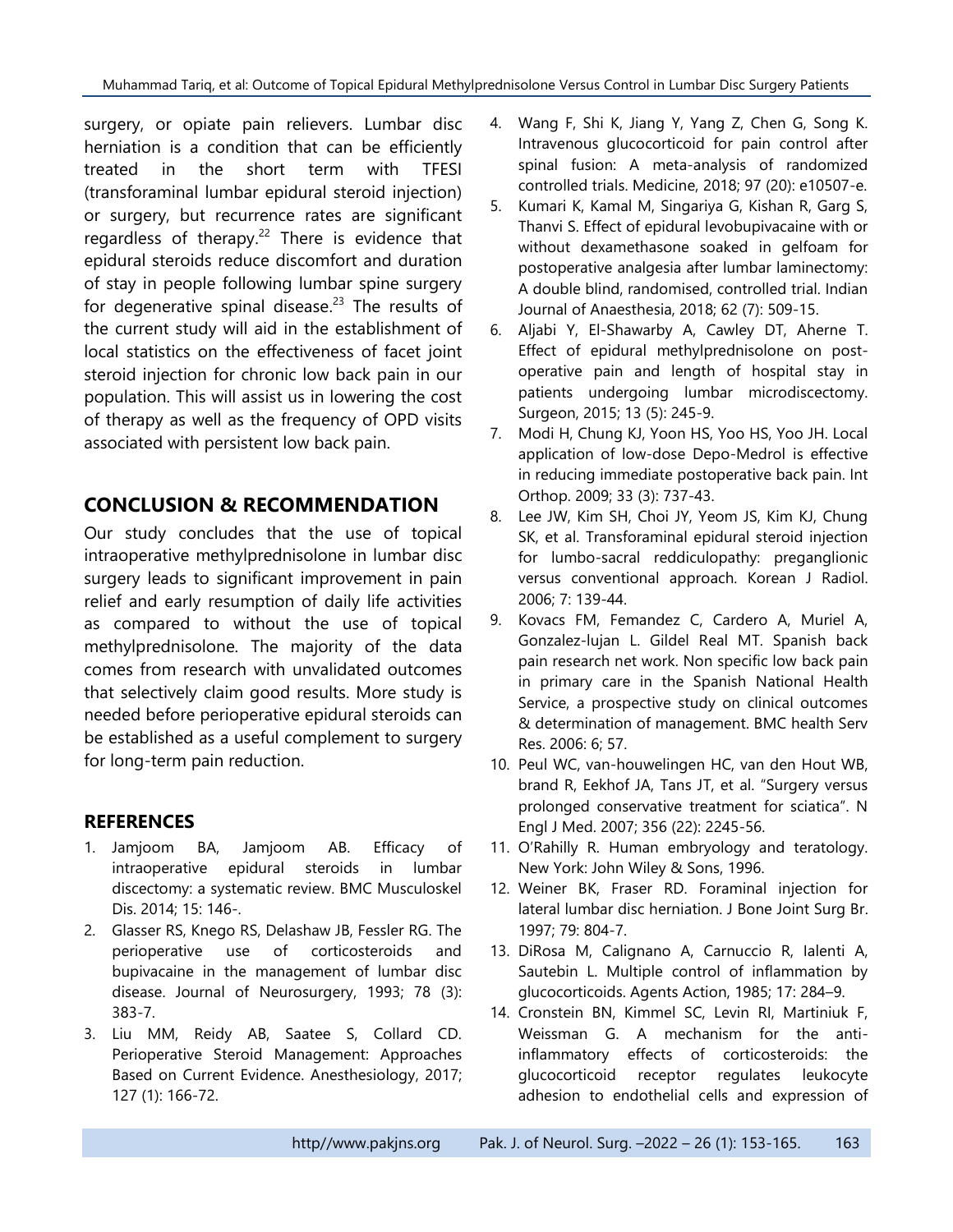surgery, or opiate pain relievers. Lumbar disc herniation is a condition that can be efficiently treated in the short term with TFESI (transforaminal lumbar epidural steroid injection) or surgery, but recurrence rates are significant regardless of therapy.[22] There is evidence that epidural steroids reduce discomfort and duration of stay in people following lumbar spine surgery for degenerative spinal disease.[23] The results of the current study will aid in the establishment of local statistics on the effectiveness of facet joint steroid injection for chronic low back pain in our population. This will assist us in lowering the cost of therapy as well as the frequency of OPD visits associated with persistent low back pain.

## CONCLUSION & RECOMMENDATION

Our study concludes that the use of topical intraoperative methylprednisolone in lumbar disc surgery leads to significant improvement in pain relief and early resumption of daily life activities as compared to without the use of topical methylprednisolone. The majority of the data comes from research with unvalidated outcomes that selectively claim good results. More study is needed before perioperative epidural steroids can be established as a useful complement to surgery for long-term pain reduction.

### REFERENCES

1. Jamjoom BA, Jamjoom AB. Efficacy of intraoperative epidural steroids in lumbar discectomy: a systematic review. BMC Musculoskel Dis. 2014; 15: 146-.
2. Glasser RS, Knego RS, Delashaw JB, Fessler RG. The perioperative use of corticosteroids and bupivacaine in the management of lumbar disc disease. Journal of Neurosurgery, 1993; 78 (3): 383-7.
3. Liu MM, Reidy AB, Saatee S, Collard CD. Perioperative Steroid Management: Approaches Based on Current Evidence. Anesthesiology, 2017; 127 (1): 166-72.
4. Wang F, Shi K, Jiang Y, Yang Z, Chen G, Song K. Intravenous glucocorticoid for pain control after spinal fusion: A meta-analysis of randomized controlled trials. Medicine, 2018; 97 (20): e10507-e.
5. Kumari K, Kamal M, Singariya G, Kishan R, Garg S, Thanvi S. Effect of epidural levobupivacaine with or without dexamethasone soaked in gelfoam for postoperative analgesia after lumbar laminectomy: A double blind, randomised, controlled trial. Indian Journal of Anaesthesia, 2018; 62 (7): 509-15.
6. Aljabi Y, El-Shawarby A, Cawley DT, Aherne T. Effect of epidural methylprednisolone on post-operative pain and length of hospital stay in patients undergoing lumbar microdiscectomy. Surgeon, 2015; 13 (5): 245-9.
7. Modi H, Chung KJ, Yoon HS, Yoo HS, Yoo JH. Local application of low-dose Depo-Medrol is effective in reducing immediate postoperative back pain. Int Orthop. 2009; 33 (3): 737-43.
8. Lee JW, Kim SH, Choi JY, Yeom JS, Kim KJ, Chung SK, et al. Transforaminal epidural steroid injection for lumbo-sacral reddiculopathy: preganglionic versus conventional approach. Korean J Radiol. 2006; 7: 139-44.
9. Kovacs FM, Femandez C, Cardero A, Muriel A, Gonzalez-lujan L. Gildel Real MT. Spanish back pain research net work. Non specific low back pain in primary care in the Spanish National Health Service, a prospective study on clinical outcomes & determination of management. BMC health Serv Res. 2006: 6; 57.
10. Peul WC, van-houwelingen HC, van den Hout WB, brand R, Eekhof JA, Tans JT, et al. "Surgery versus prolonged conservative treatment for sciatica". N Engl J Med. 2007; 356 (22): 2245-56.
11. O'Rahilly R. Human embryology and teratology. New York: John Wiley & Sons, 1996.
12. Weiner BK, Fraser RD. Foraminal injection for lateral lumbar disc herniation. J Bone Joint Surg Br. 1997; 79: 804-7.
13. DiRosa M, Calignano A, Carnuccio R, Ialenti A, Sautebin L. Multiple control of inflammation by glucocorticoids. Agents Action, 1985; 17: 284–9.
14. Cronstein BN, Kimmel SC, Levin RI, Martiniuk F, Weissman G. A mechanism for the anti-inflammatory effects of corticosteroids: the glucocorticoid receptor regulates leukocyte adhesion to endothelial cells and expression of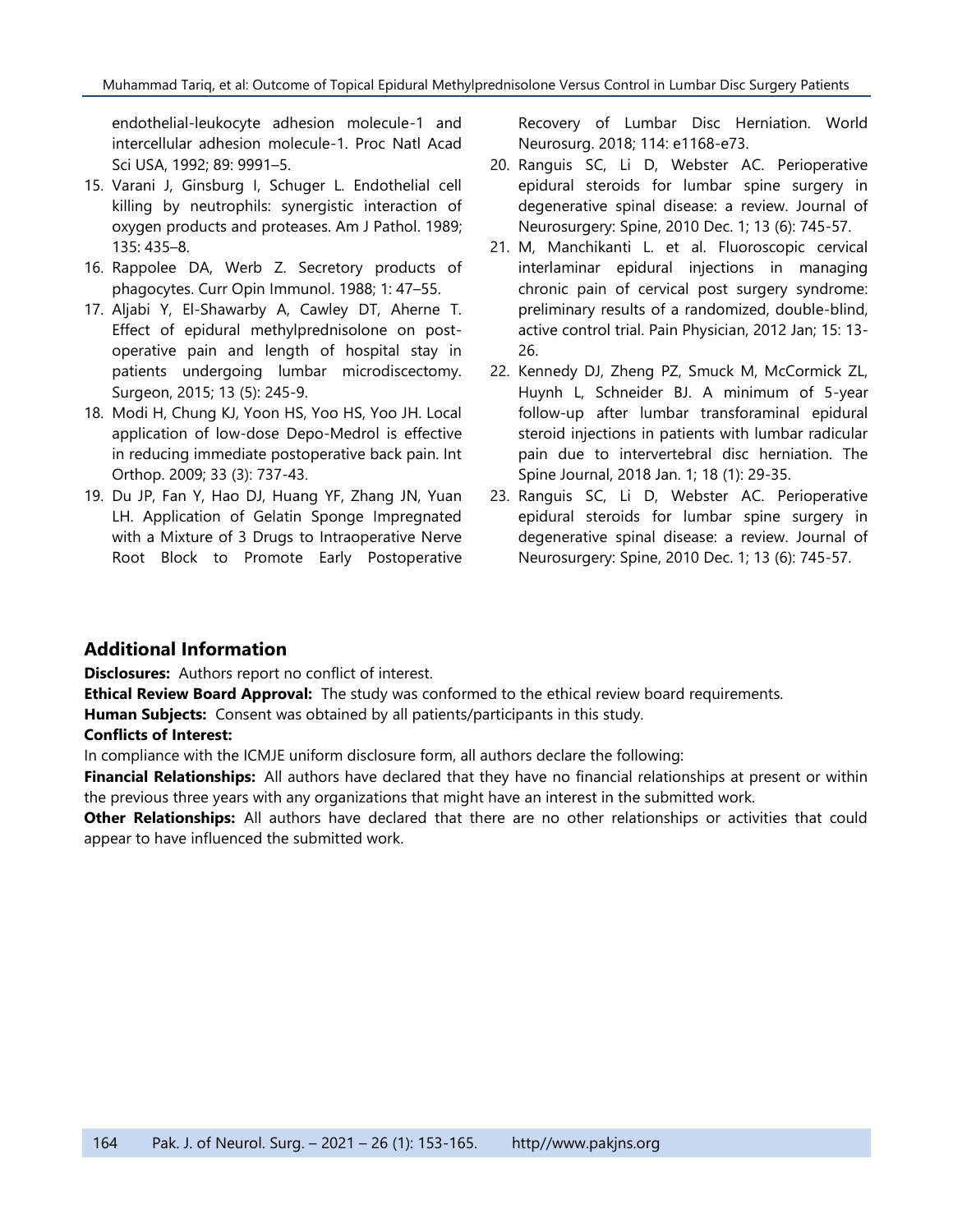endothelial-leukocyte adhesion molecule-1 and intercellular adhesion molecule-1. Proc Natl Acad Sci USA, 1992; 89: 9991–5.

15. Varani J, Ginsburg I, Schuger L. Endothelial cell killing by neutrophils: synergistic interaction of oxygen products and proteases. Am J Pathol. 1989; 135: 435–8.
16. Rappolee DA, Werb Z. Secretory products of phagocytes. Curr Opin Immunol. 1988; 1: 47–55.
17. Aljabi Y, El-Shawarby A, Cawley DT, Aherne T. Effect of epidural methylprednisolone on post-operative pain and length of hospital stay in patients undergoing lumbar microdiscectomy. Surgeon, 2015; 13 (5): 245-9.
18. Modi H, Chung KJ, Yoon HS, Yoo HS, Yoo JH. Local application of low-dose Depo-Medrol is effective in reducing immediate postoperative back pain. Int Orthop. 2009; 33 (3): 737-43.
19. Du JP, Fan Y, Hao DJ, Huang YF, Zhang JN, Yuan LH. Application of Gelatin Sponge Impregnated with a Mixture of 3 Drugs to Intraoperative Nerve Root Block to Promote Early Postoperative Recovery of Lumbar Disc Herniation. World Neurosurg. 2018; 114: e1168-e73.
20. Ranguis SC, Li D, Webster AC. Perioperative epidural steroids for lumbar spine surgery in degenerative spinal disease: a review. Journal of Neurosurgery: Spine, 2010 Dec. 1; 13 (6): 745-57.
21. M, Manchikanti L. et al. Fluoroscopic cervical interlaminar epidural injections in managing chronic pain of cervical post surgery syndrome: preliminary results of a randomized, double-blind, active control trial. Pain Physician, 2012 Jan; 15: 13-26.
22. Kennedy DJ, Zheng PZ, Smuck M, McCormick ZL, Huynh L, Schneider BJ. A minimum of 5-year follow-up after lumbar transforaminal epidural steroid injections in patients with lumbar radicular pain due to intervertebral disc herniation. The Spine Journal, 2018 Jan. 1; 18 (1): 29-35.
23. Ranguis SC, Li D, Webster AC. Perioperative epidural steroids for lumbar spine surgery in degenerative spinal disease: a review. Journal of Neurosurgery: Spine, 2010 Dec. 1; 13 (6): 745-57.

## Additional Information

**Disclosures:** Authors report no conflict of interest.

**Ethical Review Board Approval:** The study was conformed to the ethical review board requirements.

**Human Subjects:** Consent was obtained by all patients/participants in this study.

**Conflicts of Interest:**

In compliance with the ICMJE uniform disclosure form, all authors declare the following:

**Financial Relationships:** All authors have declared that they have no financial relationships at present or within the previous three years with any organizations that might have an interest in the submitted work.

**Other Relationships:** All authors have declared that there are no other relationships or activities that could appear to have influenced the submitted work.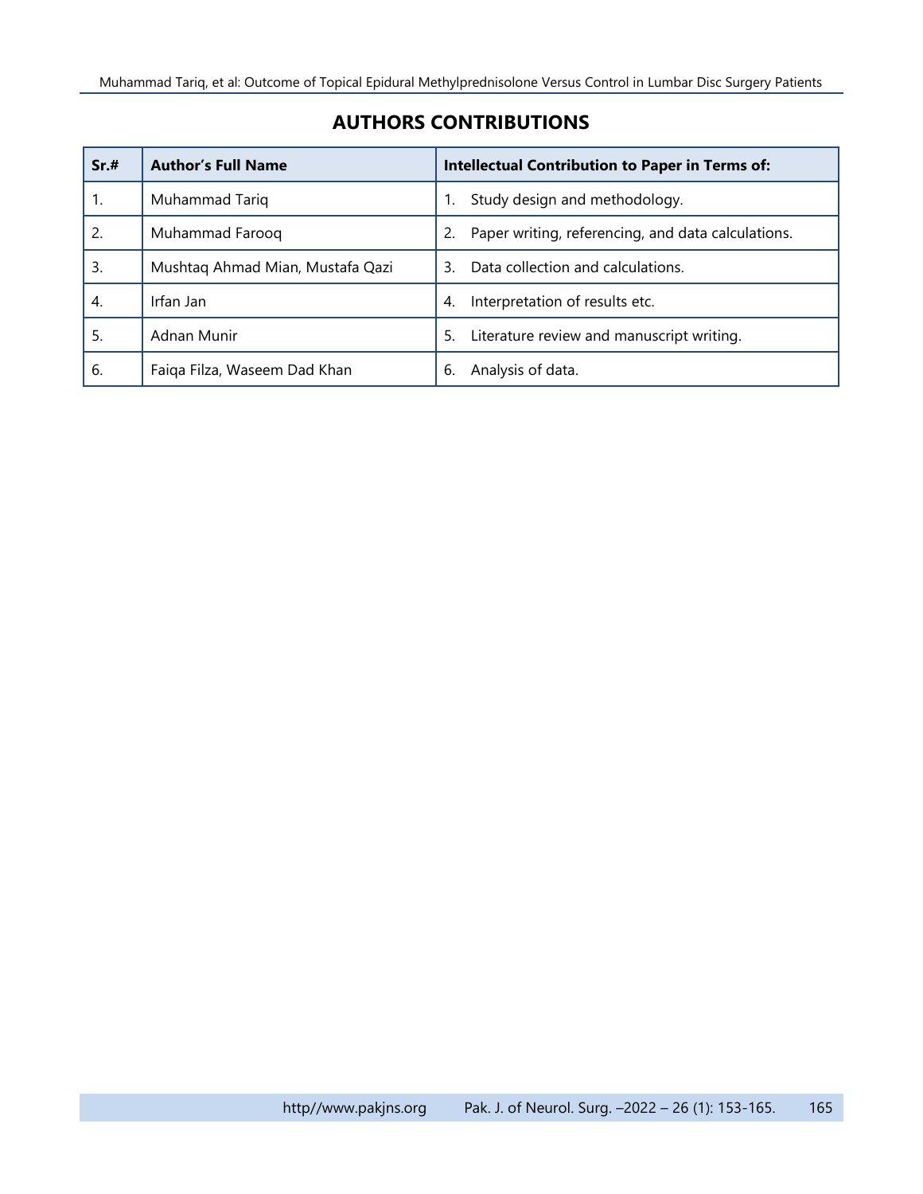## AUTHORS CONTRIBUTIONS

| Sr.# | Author's Full Name | Intellectual Contribution to Paper in Terms of: |
|---|---|---|
| 1. | Muhammad Tariq | 1. Study design and methodology. |
| 2. | Muhammad Farooq | 2. Paper writing, referencing, and data calculations. |
| 3. | Mushtaq Ahmad Mian, Mustafa Qazi | 3. Data collection and calculations. |
| 4. | Irfan Jan | 4. Interpretation of results etc. |
| 5. | Adnan Munir | 5. Literature review and manuscript writing. |
| 6. | Faiqa Filza, Waseem Dad Khan | 6. Analysis of data. |